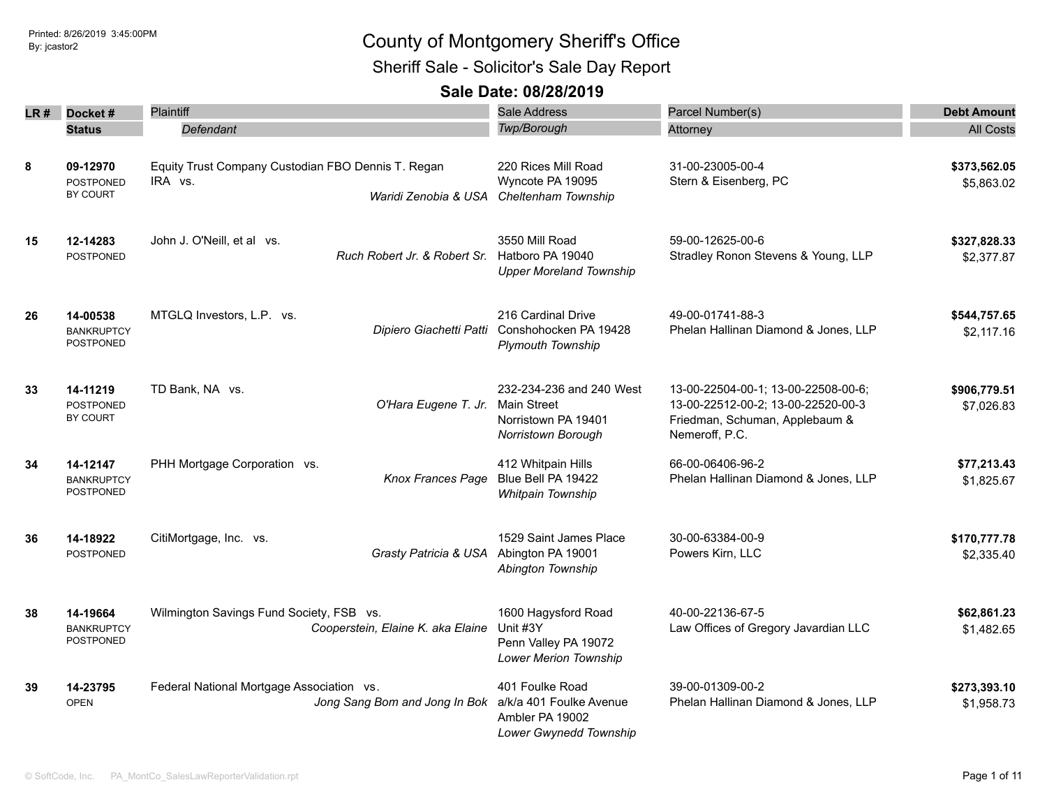Printed: 8/26/2019 3:45:00PM
By: jcastor2

# County of Montgomery Sheriff's Office

## Sheriff Sale - Solicitor's Sale Day Report

### Sale Date: 08/28/2019

| LR # | Docket # / Status | Plaintiff / Defendant | Sale Address / Twp/Borough | Parcel Number(s) / Attorney | Debt Amount / All Costs |
|---|---|---|---|---|---|
| 8 | **09-12970** POSTPONED BY COURT | Equity Trust Company Custodian FBO Dennis T. Regan IRA vs. *Waridi Zenobia & USA* | 220 Rices Mill Road Wyncote PA 19095 *Cheltenham Township* | 31-00-23005-00-4 Stern & Eisenberg, PC | **$373,562.05** $5,863.02 |
| 15 | **12-14283** POSTPONED | John J. O'Neill, et al vs. *Ruch Robert Jr. & Robert Sr.* | 3550 Mill Road Hatboro PA 19040 *Upper Moreland Township* | 59-00-12625-00-6 Stradley Ronon Stevens & Young, LLP | **$327,828.33** $2,377.87 |
| 26 | **14-00538** BANKRUPTCY POSTPONED | MTGLQ Investors, L.P. vs. *Dipiero Giachetti Patti* | 216 Cardinal Drive Conshohocken PA 19428 *Plymouth Township* | 49-00-01741-88-3 Phelan Hallinan Diamond & Jones, LLP | **$544,757.65** $2,117.16 |
| 33 | **14-11219** POSTPONED BY COURT | TD Bank, NA vs. *O'Hara Eugene T. Jr.* | 232-234-236 and 240 West Main Street Norristown PA 19401 *Norristown Borough* | 13-00-22504-00-1; 13-00-22508-00-6; 13-00-22512-00-2; 13-00-22520-00-3 Friedman, Schuman, Applebaum & Nemeroff, P.C. | **$906,779.51** $7,026.83 |
| 34 | **14-12147** BANKRUPTCY POSTPONED | PHH Mortgage Corporation vs. *Knox Frances Page* | 412 Whitpain Hills Blue Bell PA 19422 *Whitpain Township* | 66-00-06406-96-2 Phelan Hallinan Diamond & Jones, LLP | **$77,213.43** $1,825.67 |
| 36 | **14-18922** POSTPONED | CitiMortgage, Inc. vs. *Grasty Patricia & USA* | 1529 Saint James Place Abington PA 19001 *Abington Township* | 30-00-63384-00-9 Powers Kirn, LLC | **$170,777.78** $2,335.40 |
| 38 | **14-19664** BANKRUPTCY POSTPONED | Wilmington Savings Fund Society, FSB vs. *Cooperstein, Elaine K. aka Elaine* | 1600 Hagysford Road Unit #3Y Penn Valley PA 19072 *Lower Merion Township* | 40-00-22136-67-5 Law Offices of Gregory Javardian LLC | **$62,861.23** $1,482.65 |
| 39 | **14-23795** OPEN | Federal National Mortgage Association vs. *Jong Sang Bom and Jong In Bok* | 401 Foulke Road a/k/a 401 Foulke Avenue Ambler PA 19002 *Lower Gwynedd Township* | 39-00-01309-00-2 Phelan Hallinan Diamond & Jones, LLP | **$273,393.10** $1,958.73 |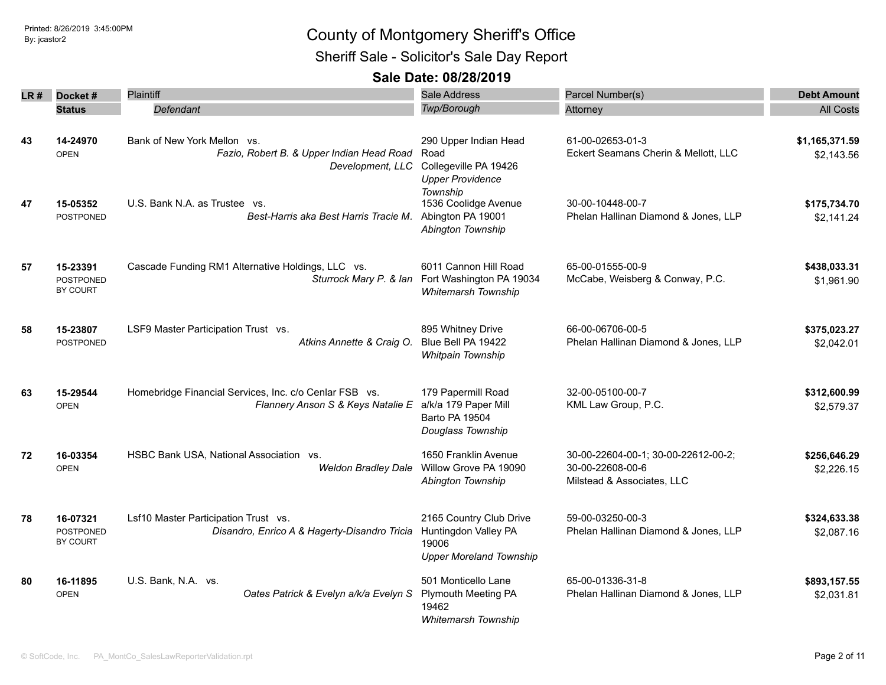Printed: 8/26/2019 3:45:00PM
By: jcastor2

# County of Montgomery Sheriff's Office

## Sheriff Sale - Solicitor's Sale Day Report

### Sale Date: 08/28/2019

| LR # | Docket # / Status | Plaintiff / *Defendant* | Sale Address / *Twp/Borough* | Parcel Number(s) / Attorney | Debt Amount / All Costs |
|---|---|---|---|---|---|
| 43 | **14-24970** OPEN | Bank of New York Mellon vs. *Fazio, Robert B. & Upper Indian Head Road Development, LLC* | 290 Upper Indian Head Road Collegeville PA 19426 *Upper Providence Township* | 61-00-02653-01-3 Eckert Seamans Cherin & Mellott, LLC | **$1,165,371.59** $2,143.56 |
| 47 | **15-05352** POSTPONED | U.S. Bank N.A. as Trustee vs. *Best-Harris aka Best Harris Tracie M.* | 1536 Coolidge Avenue Abington PA 19001 *Abington Township* | 30-00-10448-00-7 Phelan Hallinan Diamond & Jones, LLP | **$175,734.70** $2,141.24 |
| 57 | **15-23391** POSTPONED BY COURT | Cascade Funding RM1 Alternative Holdings, LLC vs. *Sturrock Mary P. & Ian* | 6011 Cannon Hill Road Fort Washington PA 19034 *Whitemarsh Township* | 65-00-01555-00-9 McCabe, Weisberg & Conway, P.C. | **$438,033.31** $1,961.90 |
| 58 | **15-23807** POSTPONED | LSF9 Master Participation Trust vs. *Atkins Annette & Craig O.* | 895 Whitney Drive Blue Bell PA 19422 *Whitpain Township* | 66-00-06706-00-5 Phelan Hallinan Diamond & Jones, LLP | **$375,023.27** $2,042.01 |
| 63 | **15-29544** OPEN | Homebridge Financial Services, Inc. c/o Cenlar FSB vs. *Flannery Anson S & Keys Natalie E* | 179 Papermill Road a/k/a 179 Paper Mill Barto PA 19504 *Douglass Township* | 32-00-05100-00-7 KML Law Group, P.C. | **$312,600.99** $2,579.37 |
| 72 | **16-03354** OPEN | HSBC Bank USA, National Association vs. *Weldon Bradley Dale* | 1650 Franklin Avenue Willow Grove PA 19090 *Abington Township* | 30-00-22604-00-1; 30-00-22612-00-2; 30-00-22608-00-6 Milstead & Associates, LLC | **$256,646.29** $2,226.15 |
| 78 | **16-07321** POSTPONED BY COURT | Lsf10 Master Participation Trust vs. *Disandro, Enrico A & Hagerty-Disandro Tricia* | 2165 Country Club Drive Huntingdon Valley PA 19006 *Upper Moreland Township* | 59-00-03250-00-3 Phelan Hallinan Diamond & Jones, LLP | **$324,633.38** $2,087.16 |
| 80 | **16-11895** OPEN | U.S. Bank, N.A. vs. *Oates Patrick & Evelyn a/k/a Evelyn S* | 501 Monticello Lane Plymouth Meeting PA 19462 *Whitemarsh Township* | 65-00-01336-31-8 Phelan Hallinan Diamond & Jones, LLP | **$893,157.55** $2,031.81 |

© SoftCode, Inc. PA_MontCo_SalesLawReporterValidation.rpt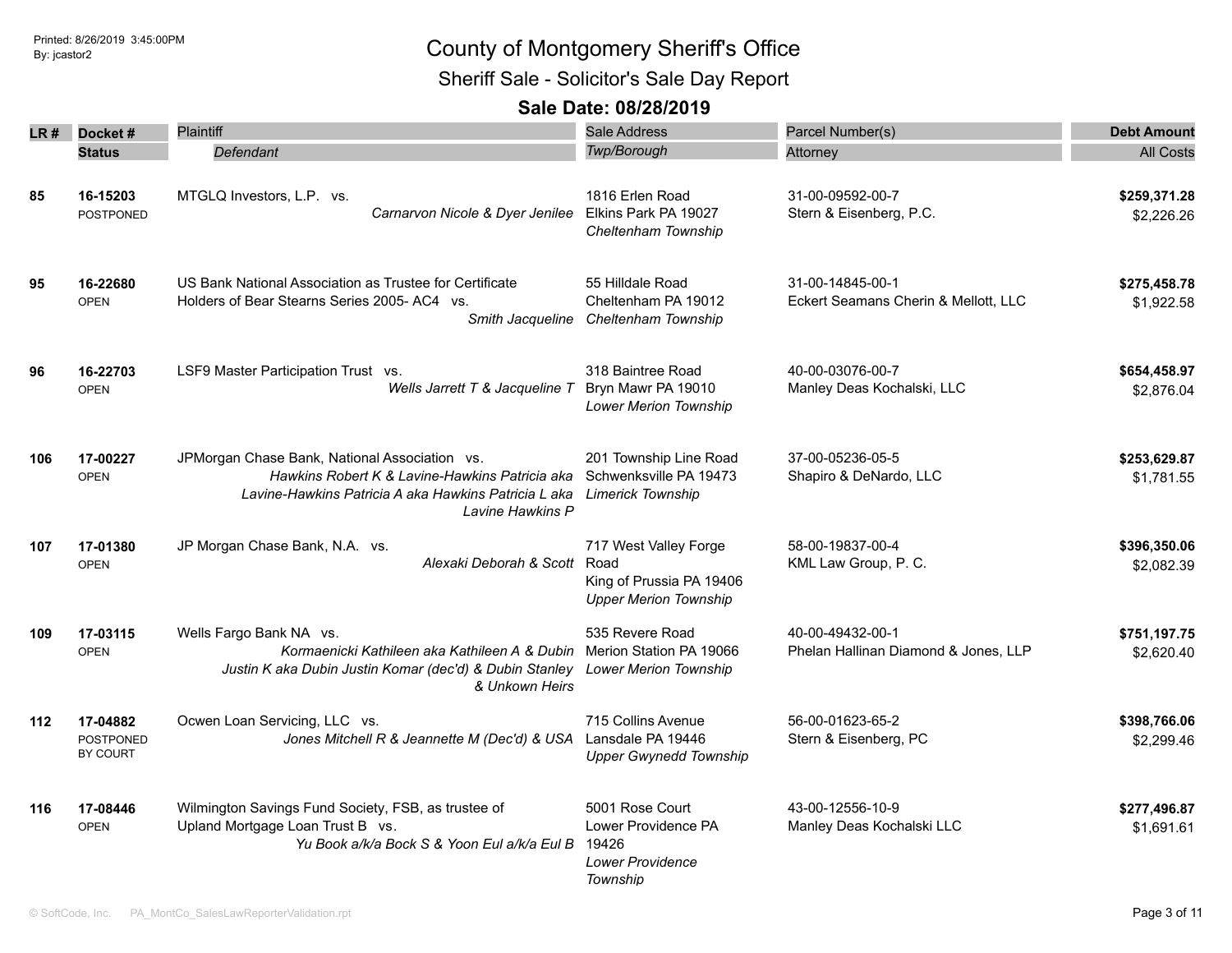# County of Montgomery Sheriff's Office

## Sheriff Sale - Solicitor's Sale Day Report

### Sale Date: 08/28/2019

| LR # | Docket # / Status | Plaintiff / *Defendant* | Sale Address / *Twp/Borough* | Parcel Number(s) / Attorney | Debt Amount / All Costs |
|---|---|---|---|---|---|
| 85 | 16-15203 POSTPONED | MTGLQ Investors, L.P. vs. *Carnarvon Nicole & Dyer Jenilee* | 1816 Erlen Road Elkins Park PA 19027 *Cheltenham Township* | 31-00-09592-00-7 Stern & Eisenberg, P.C. | **$259,371.28** $2,226.26 |
| 95 | 16-22680 OPEN | US Bank National Association as Trustee for Certificate Holders of Bear Stearns Series 2005- AC4 vs. *Smith Jacqueline* | 55 Hilldale Road Cheltenham PA 19012 *Cheltenham Township* | 31-00-14845-00-1 Eckert Seamans Cherin & Mellott, LLC | **$275,458.78** $1,922.58 |
| 96 | 16-22703 OPEN | LSF9 Master Participation Trust vs. *Wells Jarrett T & Jacqueline T* | 318 Baintree Road Bryn Mawr PA 19010 *Lower Merion Township* | 40-00-03076-00-7 Manley Deas Kochalski, LLC | **$654,458.97** $2,876.04 |
| 106 | 17-00227 OPEN | JPMorgan Chase Bank, National Association vs. *Hawkins Robert K & Lavine-Hawkins Patricia aka Lavine-Hawkins Patricia A aka Hawkins Patricia L aka Lavine Hawkins P* | 201 Township Line Road Schwenksville PA 19473 *Limerick Township* | 37-00-05236-05-5 Shapiro & DeNardo, LLC | **$253,629.87** $1,781.55 |
| 107 | 17-01380 OPEN | JP Morgan Chase Bank, N.A. vs. *Alexaki Deborah & Scott* | 717 West Valley Forge Road King of Prussia PA 19406 *Upper Merion Township* | 58-00-19837-00-4 KML Law Group, P. C. | **$396,350.06** $2,082.39 |
| 109 | 17-03115 OPEN | Wells Fargo Bank NA vs. *Kormaenicki Kathileen aka Kathileen A & Dubin Justin K aka Dubin Justin Komar (dec'd) & Dubin Stanley & Unkown Heirs* | 535 Revere Road Merion Station PA 19066 *Lower Merion Township* | 40-00-49432-00-1 Phelan Hallinan Diamond & Jones, LLP | **$751,197.75** $2,620.40 |
| 112 | 17-04882 POSTPONED BY COURT | Ocwen Loan Servicing, LLC vs. *Jones Mitchell R & Jeannette M (Dec'd) & USA* | 715 Collins Avenue Lansdale PA 19446 *Upper Gwynedd Township* | 56-00-01623-65-2 Stern & Eisenberg, PC | **$398,766.06** $2,299.46 |
| 116 | 17-08446 OPEN | Wilmington Savings Fund Society, FSB, as trustee of Upland Mortgage Loan Trust B vs. *Yu Book a/k/a Bock S & Yoon Eul a/k/a Eul B* | 5001 Rose Court Lower Providence PA 19426 *Lower Providence Township* | 43-00-12556-10-9 Manley Deas Kochalski LLC | **$277,496.87** $1,691.61 |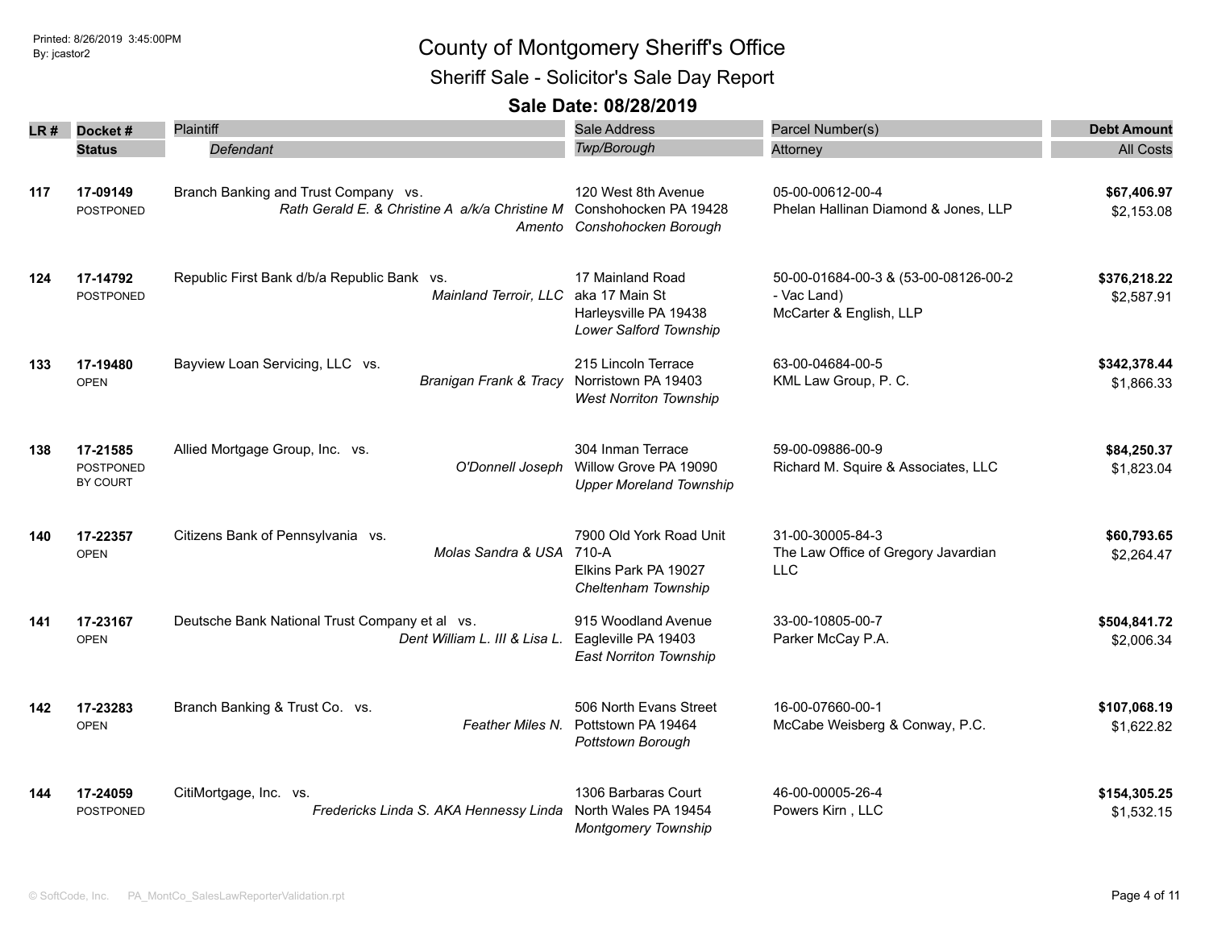# County of Montgomery Sheriff's Office

## Sheriff Sale - Solicitor's Sale Day Report

### Sale Date: 08/28/2019

Printed: 8/26/2019 3:45:00PM
By: jcastor2

| LR # | Docket # / Status | Plaintiff / *Defendant* | Sale Address / *Twp/Borough* | Parcel Number(s) / Attorney | Debt Amount / All Costs |
|---|---|---|---|---|---|
| 117 | **17-09149** POSTPONED | Branch Banking and Trust Company vs. *Rath Gerald E. & Christine A a/k/a Christine M Amento* | 120 West 8th Avenue Conshohocken PA 19428 *Conshohocken Borough* | 05-00-00612-00-4 Phelan Hallinan Diamond & Jones, LLP | **$67,406.97** $2,153.08 |
| 124 | **17-14792** POSTPONED | Republic First Bank d/b/a Republic Bank vs. *Mainland Terroir, LLC* | 17 Mainland Road aka 17 Main St Harleysville PA 19438 *Lower Salford Township* | 50-00-01684-00-3 & (53-00-08126-00-2 - Vac Land) McCarter & English, LLP | **$376,218.22** $2,587.91 |
| 133 | **17-19480** OPEN | Bayview Loan Servicing, LLC vs. *Branigan Frank & Tracy* | 215 Lincoln Terrace Norristown PA 19403 *West Norriton Township* | 63-00-04684-00-5 KML Law Group, P. C. | **$342,378.44** $1,866.33 |
| 138 | **17-21585** POSTPONED BY COURT | Allied Mortgage Group, Inc. vs. *O'Donnell Joseph* | 304 Inman Terrace Willow Grove PA 19090 *Upper Moreland Township* | 59-00-09886-00-9 Richard M. Squire & Associates, LLC | **$84,250.37** $1,823.04 |
| 140 | **17-22357** OPEN | Citizens Bank of Pennsylvania vs. *Molas Sandra & USA* | 7900 Old York Road Unit 710-A Elkins Park PA 19027 *Cheltenham Township* | 31-00-30005-84-3 The Law Office of Gregory Javardian LLC | **$60,793.65** $2,264.47 |
| 141 | **17-23167** OPEN | Deutsche Bank National Trust Company et al vs. *Dent William L. III & Lisa L.* | 915 Woodland Avenue Eagleville PA 19403 *East Norriton Township* | 33-00-10805-00-7 Parker McCay P.A. | **$504,841.72** $2,006.34 |
| 142 | **17-23283** OPEN | Branch Banking & Trust Co. vs. *Feather Miles N.* | 506 North Evans Street Pottstown PA 19464 *Pottstown Borough* | 16-00-07660-00-1 McCabe Weisberg & Conway, P.C. | **$107,068.19** $1,622.82 |
| 144 | **17-24059** POSTPONED | CitiMortgage, Inc. vs. *Fredericks Linda S. AKA Hennessy Linda* | 1306 Barbaras Court North Wales PA 19454 *Montgomery Township* | 46-00-00005-26-4 Powers Kirn , LLC | **$154,305.25** $1,532.15 |

© SoftCode, Inc. PA_MontCo_SalesLawReporterValidation.rpt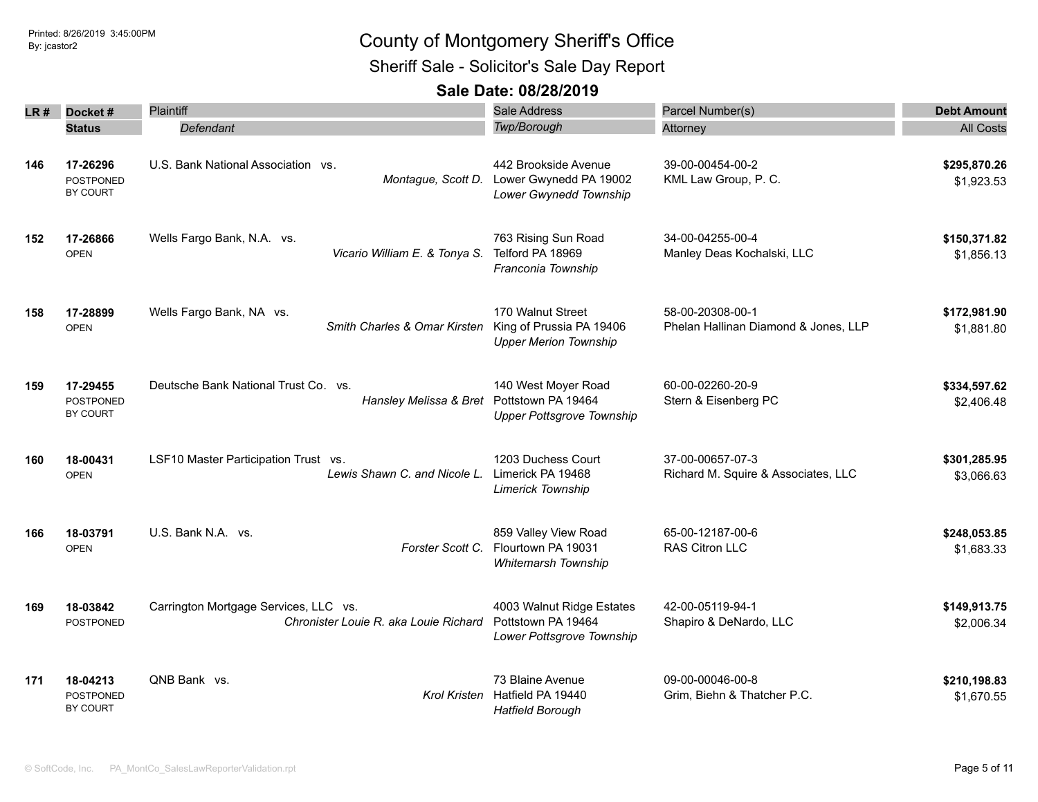# County of Montgomery Sheriff's Office

## Sheriff Sale - Solicitor's Sale Day Report

### Sale Date: 08/28/2019

| LR # | Docket # / Status | Plaintiff / Defendant | Sale Address / Twp/Borough | Parcel Number(s) / Attorney | Debt Amount / All Costs |
|---|---|---|---|---|---|
| 146 | 17-26296 POSTPONED BY COURT | U.S. Bank National Association vs. *Montague, Scott D.* | 442 Brookside Avenue Lower Gwynedd PA 19002 *Lower Gwynedd Township* | 39-00-00454-00-2 KML Law Group, P. C. | **$295,870.26** $1,923.53 |
| 152 | 17-26866 OPEN | Wells Fargo Bank, N.A. vs. *Vicario William E. & Tonya S.* | 763 Rising Sun Road Telford PA 18969 *Franconia Township* | 34-00-04255-00-4 Manley Deas Kochalski, LLC | **$150,371.82** $1,856.13 |
| 158 | 17-28899 OPEN | Wells Fargo Bank, NA vs. *Smith Charles & Omar Kirsten* | 170 Walnut Street King of Prussia PA 19406 *Upper Merion Township* | 58-00-20308-00-1 Phelan Hallinan Diamond & Jones, LLP | **$172,981.90** $1,881.80 |
| 159 | 17-29455 POSTPONED BY COURT | Deutsche Bank National Trust Co. vs. *Hansley Melissa & Bret* | 140 West Moyer Road Pottstown PA 19464 *Upper Pottsgrove Township* | 60-00-02260-20-9 Stern & Eisenberg PC | **$334,597.62** $2,406.48 |
| 160 | 18-00431 OPEN | LSF10 Master Participation Trust vs. *Lewis Shawn C. and Nicole L.* | 1203 Duchess Court Limerick PA 19468 *Limerick Township* | 37-00-00657-07-3 Richard M. Squire & Associates, LLC | **$301,285.95** $3,066.63 |
| 166 | 18-03791 OPEN | U.S. Bank N.A. vs. *Forster Scott C.* | 859 Valley View Road Flourtown PA 19031 *Whitemarsh Township* | 65-00-12187-00-6 RAS Citron LLC | **$248,053.85** $1,683.33 |
| 169 | 18-03842 POSTPONED | Carrington Mortgage Services, LLC vs. *Chronister Louie R. aka Louie Richard* | 4003 Walnut Ridge Estates Pottstown PA 19464 *Lower Pottsgrove Township* | 42-00-05119-94-1 Shapiro & DeNardo, LLC | **$149,913.75** $2,006.34 |
| 171 | 18-04213 POSTPONED BY COURT | QNB Bank vs. *Krol Kristen* | 73 Blaine Avenue Hatfield PA 19440 *Hatfield Borough* | 09-00-00046-00-8 Grim, Biehn & Thatcher P.C. | **$210,198.83** $1,670.55 |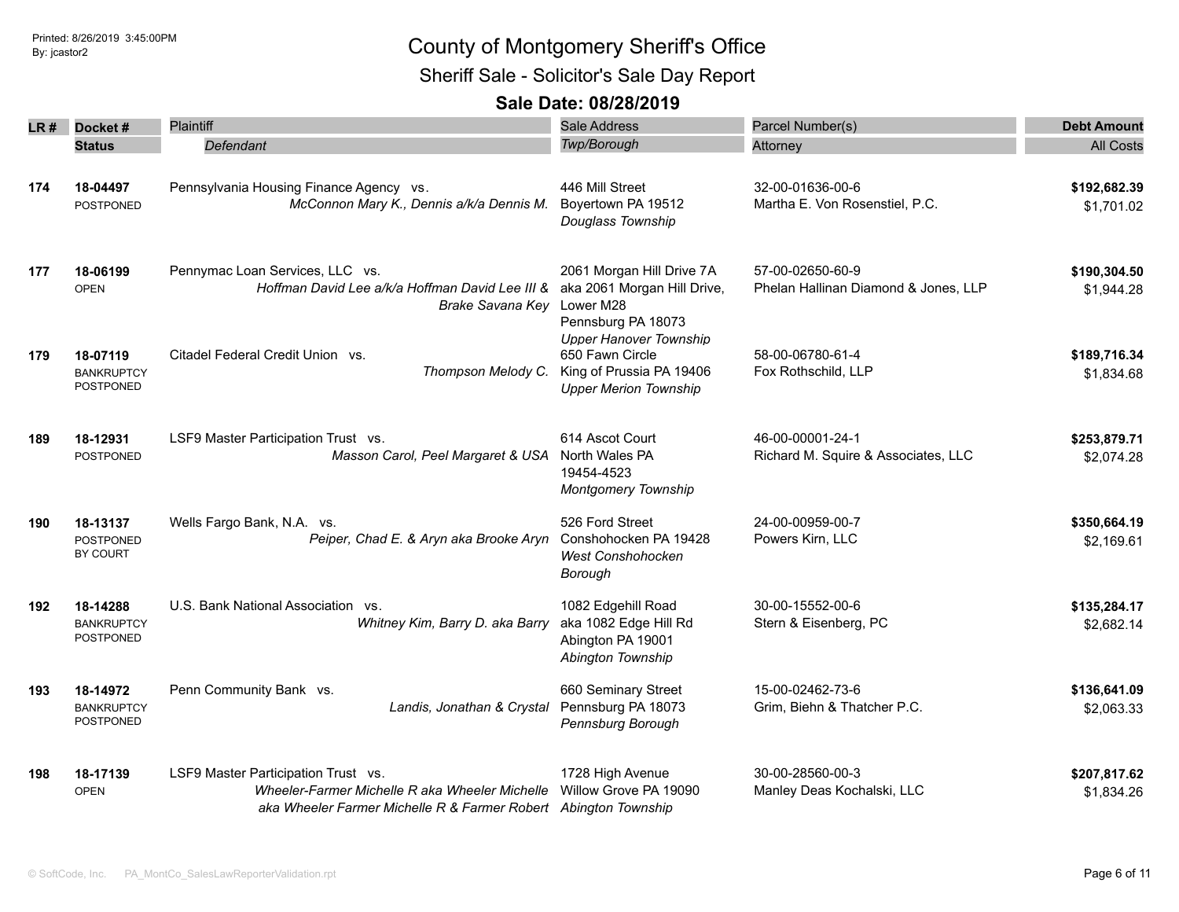# County of Montgomery Sheriff's Office

## Sheriff Sale - Solicitor's Sale Day Report

### Sale Date: 08/28/2019

Printed: 8/26/2019 3:45:00PM
By: jcastor2

| LR # | Docket # / Status | Plaintiff / *Defendant* | Sale Address / *Twp/Borough* | Parcel Number(s) / Attorney | Debt Amount / All Costs |
|---|---|---|---|---|---|
| 174 | **18-04497** POSTPONED | Pennsylvania Housing Finance Agency vs. *McConnon Mary K., Dennis a/k/a Dennis M.* | 446 Mill Street Boyertown PA 19512 *Douglass Township* | 32-00-01636-00-6 Martha E. Von Rosenstiel, P.C. | **$192,682.39** $1,701.02 |
| 177 | **18-06199** OPEN | Pennymac Loan Services, LLC vs. *Hoffman David Lee a/k/a Hoffman David Lee III & Brake Savana Key* | 2061 Morgan Hill Drive 7A aka 2061 Morgan Hill Drive, Lower M28 Pennsburg PA 18073 *Upper Hanover Township* | 57-00-02650-60-9 Phelan Hallinan Diamond & Jones, LLP | **$190,304.50** $1,944.28 |
| 179 | **18-07119** BANKRUPTCY POSTPONED | Citadel Federal Credit Union vs. *Thompson Melody C.* | 650 Fawn Circle King of Prussia PA 19406 *Upper Merion Township* | 58-00-06780-61-4 Fox Rothschild, LLP | **$189,716.34** $1,834.68 |
| 189 | **18-12931** POSTPONED | LSF9 Master Participation Trust vs. *Masson Carol, Peel Margaret & USA* | 614 Ascot Court North Wales PA 19454-4523 *Montgomery Township* | 46-00-00001-24-1 Richard M. Squire & Associates, LLC | **$253,879.71** $2,074.28 |
| 190 | **18-13137** POSTPONED BY COURT | Wells Fargo Bank, N.A. vs. *Peiper, Chad E. & Aryn aka Brooke Aryn* | 526 Ford Street Conshohocken PA 19428 *West Conshohocken Borough* | 24-00-00959-00-7 Powers Kirn, LLC | **$350,664.19** $2,169.61 |
| 192 | **18-14288** BANKRUPTCY POSTPONED | U.S. Bank National Association vs. *Whitney Kim, Barry D. aka Barry* | 1082 Edgehill Road aka 1082 Edge Hill Rd Abington PA 19001 *Abington Township* | 30-00-15552-00-6 Stern & Eisenberg, PC | **$135,284.17** $2,682.14 |
| 193 | **18-14972** BANKRUPTCY POSTPONED | Penn Community Bank vs. *Landis, Jonathan & Crystal* | 660 Seminary Street Pennsburg PA 18073 *Pennsburg Borough* | 15-00-02462-73-6 Grim, Biehn & Thatcher P.C. | **$136,641.09** $2,063.33 |
| 198 | **18-17139** OPEN | LSF9 Master Participation Trust vs. *Wheeler-Farmer Michelle R aka Wheeler Michelle aka Wheeler Farmer Michelle R & Farmer Robert* | 1728 High Avenue Willow Grove PA 19090 *Abington Township* | 30-00-28560-00-3 Manley Deas Kochalski, LLC | **$207,817.62** $1,834.26 |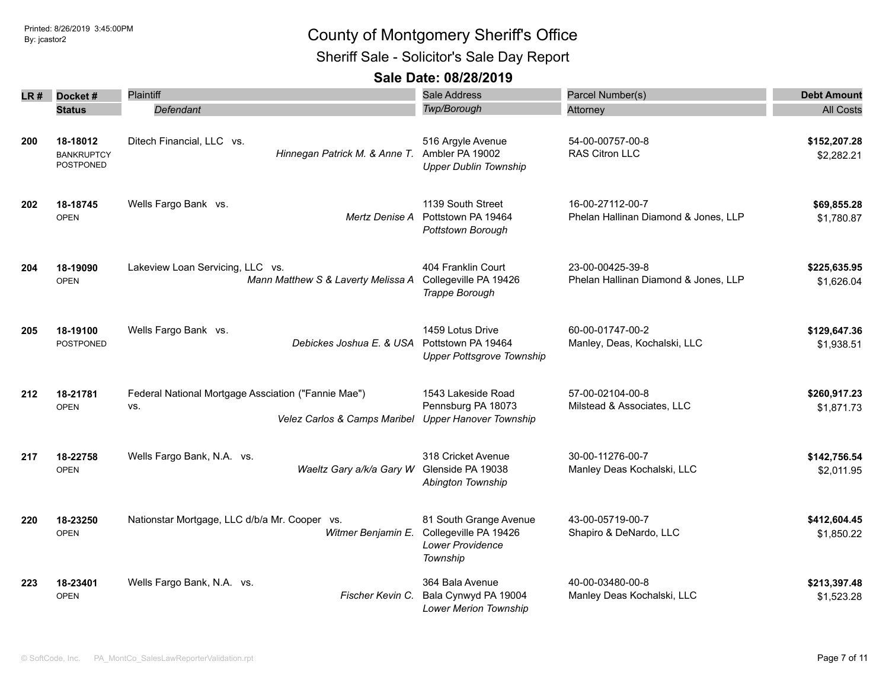# County of Montgomery Sheriff's Office

## Sheriff Sale - Solicitor's Sale Day Report

### Sale Date: 08/28/2019

| LR # | Docket # / Status | Plaintiff / Defendant | Sale Address / Twp/Borough | Parcel Number(s) / Attorney | Debt Amount / All Costs |
|---|---|---|---|---|---|
| 200 | 18-18012<br>BANKRUPTCY POSTPONED | Ditech Financial, LLC vs.<br>*Hinnegan Patrick M. & Anne T.* | 516 Argyle Avenue<br>Ambler PA 19002<br>*Upper Dublin Township* | 54-00-00757-00-8<br>RAS Citron LLC | **$152,207.28**<br>$2,282.21 |
| 202 | 18-18745<br>OPEN | Wells Fargo Bank vs.<br>*Mertz Denise A* | 1139 South Street<br>Pottstown PA 19464<br>*Pottstown Borough* | 16-00-27112-00-7<br>Phelan Hallinan Diamond & Jones, LLP | **$69,855.28**<br>$1,780.87 |
| 204 | 18-19090<br>OPEN | Lakeview Loan Servicing, LLC vs.<br>*Mann Matthew S & Laverty Melissa A* | 404 Franklin Court<br>Collegeville PA 19426<br>*Trappe Borough* | 23-00-00425-39-8<br>Phelan Hallinan Diamond & Jones, LLP | **$225,635.95**<br>$1,626.04 |
| 205 | 18-19100<br>POSTPONED | Wells Fargo Bank vs.<br>*Debickes Joshua E. & USA* | 1459 Lotus Drive<br>Pottstown PA 19464<br>*Upper Pottsgrove Township* | 60-00-01747-00-2<br>Manley, Deas, Kochalski, LLC | **$129,647.36**<br>$1,938.51 |
| 212 | 18-21781<br>OPEN | Federal National Mortgage Assciation ("Fannie Mae") vs.<br>*Velez Carlos & Camps Maribel* | 1543 Lakeside Road<br>Pennsburg PA 18073<br>*Upper Hanover Township* | 57-00-02104-00-8<br>Milstead & Associates, LLC | **$260,917.23**<br>$1,871.73 |
| 217 | 18-22758<br>OPEN | Wells Fargo Bank, N.A. vs.<br>*Waeltz Gary a/k/a Gary W* | 318 Cricket Avenue<br>Glenside PA 19038<br>*Abington Township* | 30-00-11276-00-7<br>Manley Deas Kochalski, LLC | **$142,756.54**<br>$2,011.95 |
| 220 | 18-23250<br>OPEN | Nationstar Mortgage, LLC d/b/a Mr. Cooper vs.<br>*Witmer Benjamin E.* | 81 South Grange Avenue<br>Collegeville PA 19426<br>*Lower Providence Township* | 43-00-05719-00-7<br>Shapiro & DeNardo, LLC | **$412,604.45**<br>$1,850.22 |
| 223 | 18-23401<br>OPEN | Wells Fargo Bank, N.A. vs.<br>*Fischer Kevin C.* | 364 Bala Avenue<br>Bala Cynwyd PA 19004<br>*Lower Merion Township* | 40-00-03480-00-8<br>Manley Deas Kochalski, LLC | **$213,397.48**<br>$1,523.28 |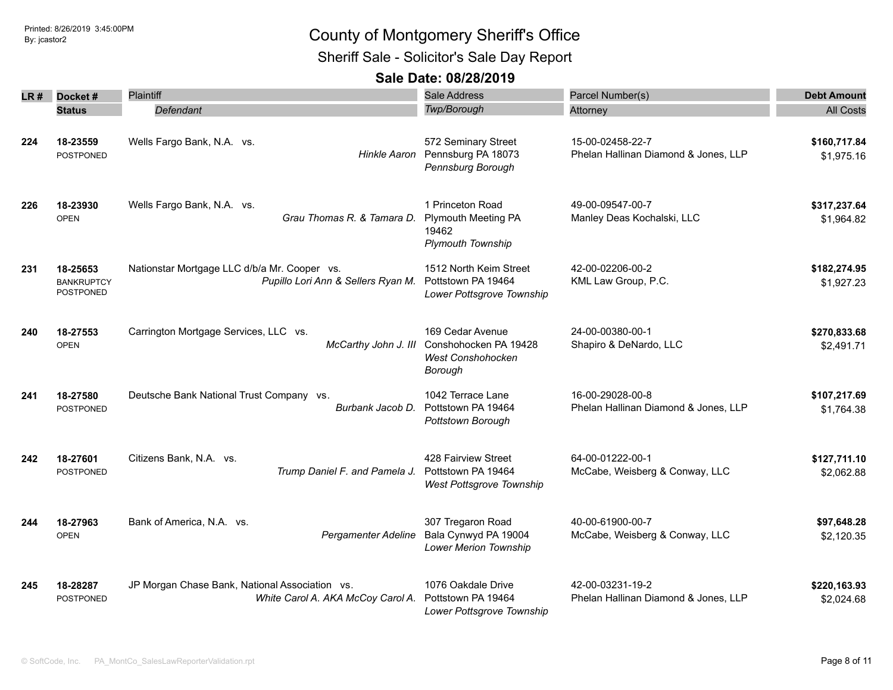# County of Montgomery Sheriff's Office

## Sheriff Sale - Solicitor's Sale Day Report

### Sale Date: 08/28/2019

| LR # | Docket # / Status | Plaintiff / Defendant | Sale Address / Twp/Borough | Parcel Number(s) / Attorney | Debt Amount / All Costs |
|---|---|---|---|---|---|
| 224 | 18-23559 POSTPONED | Wells Fargo Bank, N.A. vs. *Hinkle Aaron* | 572 Seminary Street Pennsburg PA 18073 *Pennsburg Borough* | 15-00-02458-22-7 Phelan Hallinan Diamond & Jones, LLP | **$160,717.84** $1,975.16 |
| 226 | 18-23930 OPEN | Wells Fargo Bank, N.A. vs. *Grau Thomas R. & Tamara D.* | 1 Princeton Road Plymouth Meeting PA 19462 *Plymouth Township* | 49-00-09547-00-7 Manley Deas Kochalski, LLC | **$317,237.64** $1,964.82 |
| 231 | 18-25653 BANKRUPTCY POSTPONED | Nationstar Mortgage LLC d/b/a Mr. Cooper vs. *Pupillo Lori Ann & Sellers Ryan M.* | 1512 North Keim Street Pottstown PA 19464 *Lower Pottsgrove Township* | 42-00-02206-00-2 KML Law Group, P.C. | **$182,274.95** $1,927.23 |
| 240 | 18-27553 OPEN | Carrington Mortgage Services, LLC vs. *McCarthy John J. III* | 169 Cedar Avenue Conshohocken PA 19428 *West Conshohocken Borough* | 24-00-00380-00-1 Shapiro & DeNardo, LLC | **$270,833.68** $2,491.71 |
| 241 | 18-27580 POSTPONED | Deutsche Bank National Trust Company vs. *Burbank Jacob D.* | 1042 Terrace Lane Pottstown PA 19464 *Pottstown Borough* | 16-00-29028-00-8 Phelan Hallinan Diamond & Jones, LLP | **$107,217.69** $1,764.38 |
| 242 | 18-27601 POSTPONED | Citizens Bank, N.A. vs. *Trump Daniel F. and Pamela J.* | 428 Fairview Street Pottstown PA 19464 *West Pottsgrove Township* | 64-00-01222-00-1 McCabe, Weisberg & Conway, LLC | **$127,711.10** $2,062.88 |
| 244 | 18-27963 OPEN | Bank of America, N.A. vs. *Pergamenter Adeline* | 307 Tregaron Road Bala Cynwyd PA 19004 *Lower Merion Township* | 40-00-61900-00-7 McCabe, Weisberg & Conway, LLC | **$97,648.28** $2,120.35 |
| 245 | 18-28287 POSTPONED | JP Morgan Chase Bank, National Association vs. *White Carol A. AKA McCoy Carol A.* | 1076 Oakdale Drive Pottstown PA 19464 *Lower Pottsgrove Township* | 42-00-03231-19-2 Phelan Hallinan Diamond & Jones, LLP | **$220,163.93** $2,024.68 |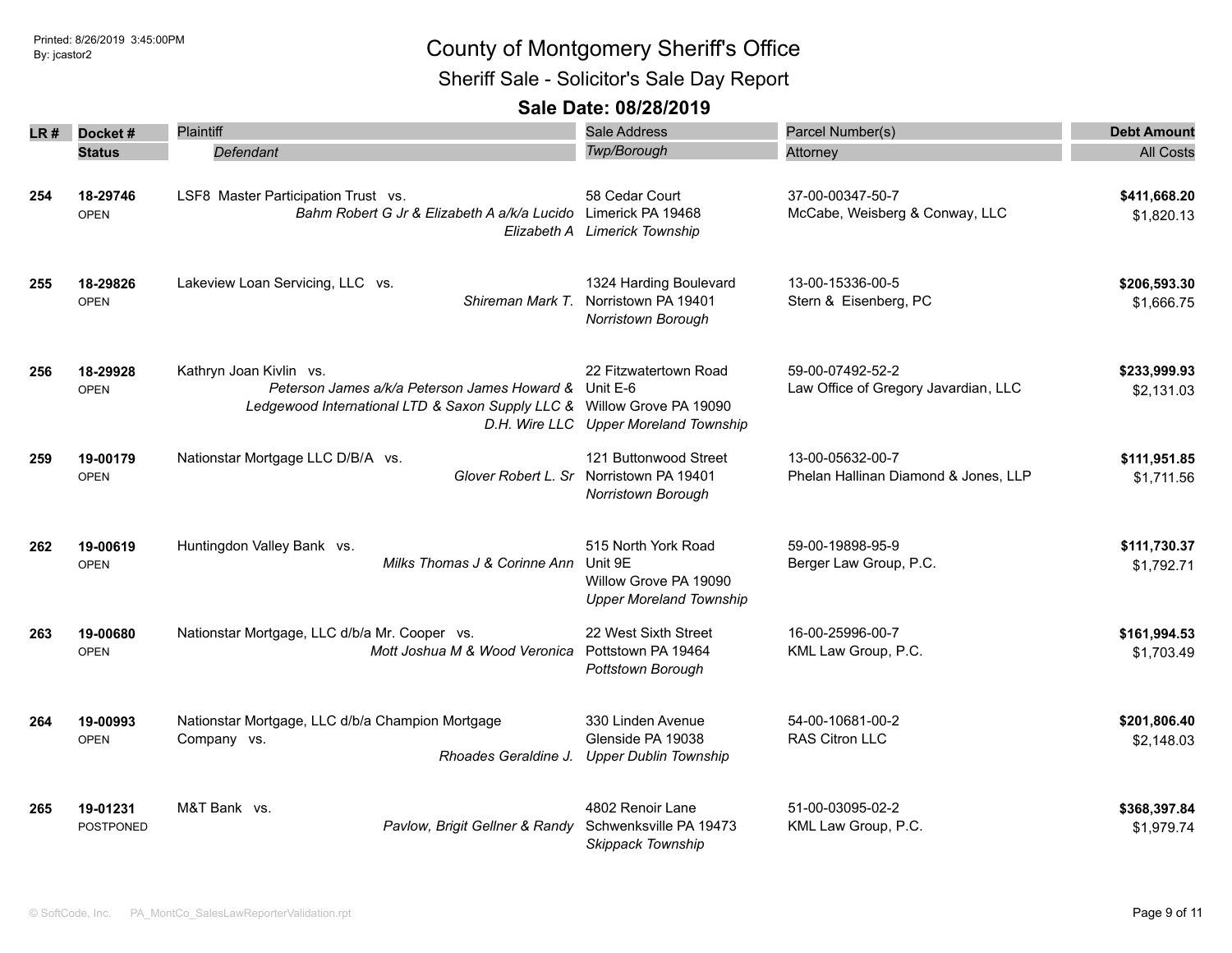Printed: 8/26/2019 3:45:00PM
By: jcastor2

# County of Montgomery Sheriff's Office

## Sheriff Sale - Solicitor's Sale Day Report

### Sale Date: 08/28/2019

| LR # | Docket # / Status | Plaintiff / *Defendant* | Sale Address / *Twp/Borough* | Parcel Number(s) / Attorney | Debt Amount / All Costs |
|---|---|---|---|---|---|
| 254 | 18-29746<br>OPEN | LSF8 Master Participation Trust vs.<br>*Bahm Robert G Jr & Elizabeth A a/k/a Lucido Elizabeth A* | 58 Cedar Court<br>Limerick PA 19468<br>*Limerick Township* | 37-00-00347-50-7<br>McCabe, Weisberg & Conway, LLC | **$411,668.20**<br>$1,820.13 |
| 255 | 18-29826<br>OPEN | Lakeview Loan Servicing, LLC vs.<br>*Shireman Mark T.* | 1324 Harding Boulevard<br>Norristown PA 19401<br>*Norristown Borough* | 13-00-15336-00-5<br>Stern & Eisenberg, PC | **$206,593.30**<br>$1,666.75 |
| 256 | 18-29928<br>OPEN | Kathryn Joan Kivlin vs.<br>*Peterson James a/k/a Peterson James Howard & Ledgewood International LTD & Saxon Supply LLC & D.H. Wire LLC* | 22 Fitzwatertown Road<br>Unit E-6<br>Willow Grove PA 19090<br>*Upper Moreland Township* | 59-00-07492-52-2<br>Law Office of Gregory Javardian, LLC | **$233,999.93**<br>$2,131.03 |
| 259 | 19-00179<br>OPEN | Nationstar Mortgage LLC D/B/A vs.<br>*Glover Robert L. Sr* | 121 Buttonwood Street<br>Norristown PA 19401<br>*Norristown Borough* | 13-00-05632-00-7<br>Phelan Hallinan Diamond & Jones, LLP | **$111,951.85**<br>$1,711.56 |
| 262 | 19-00619<br>OPEN | Huntingdon Valley Bank vs.<br>*Milks Thomas J & Corinne Ann* | 515 North York Road<br>Unit 9E<br>Willow Grove PA 19090<br>*Upper Moreland Township* | 59-00-19898-95-9<br>Berger Law Group, P.C. | **$111,730.37**<br>$1,792.71 |
| 263 | 19-00680<br>OPEN | Nationstar Mortgage, LLC d/b/a Mr. Cooper vs.<br>*Mott Joshua M & Wood Veronica* | 22 West Sixth Street<br>Pottstown PA 19464<br>*Pottstown Borough* | 16-00-25996-00-7<br>KML Law Group, P.C. | **$161,994.53**<br>$1,703.49 |
| 264 | 19-00993<br>OPEN | Nationstar Mortgage, LLC d/b/a Champion Mortgage Company vs.<br>*Rhoades Geraldine J.* | 330 Linden Avenue<br>Glenside PA 19038<br>*Upper Dublin Township* | 54-00-10681-00-2<br>RAS Citron LLC | **$201,806.40**<br>$2,148.03 |
| 265 | 19-01231<br>POSTPONED | M&T Bank vs.<br>*Pavlow, Brigit Gellner & Randy* | 4802 Renoir Lane<br>Schwenksville PA 19473<br>*Skippack Township* | 51-00-03095-02-2<br>KML Law Group, P.C. | **$368,397.84**<br>$1,979.74 |

© SoftCode, Inc. PA_MontCo_SalesLawReporterValidation.rpt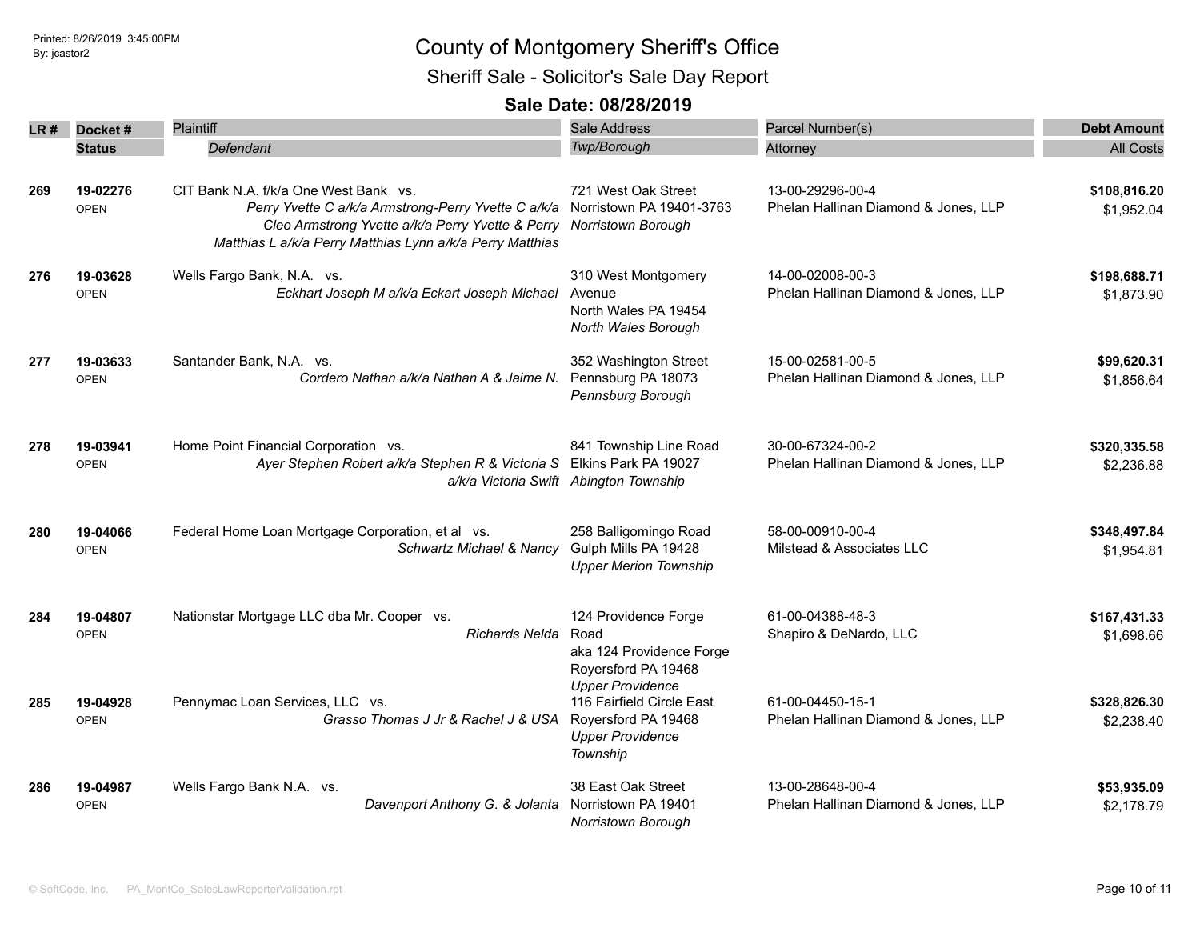Printed: 8/26/2019 3:45:00PM
By: jcastor2

# County of Montgomery Sheriff's Office

## Sheriff Sale - Solicitor's Sale Day Report

### Sale Date: 08/28/2019

| LR # | Docket # / Status | Plaintiff / *Defendant* | Sale Address / *Twp/Borough* | Parcel Number(s) / Attorney | Debt Amount / All Costs |
|---|---|---|---|---|---|
| **269** | **19-02276** OPEN | CIT Bank N.A. f/k/a One West Bank vs. *Perry Yvette C a/k/a Armstrong-Perry Yvette C a/k/a Cleo Armstrong Yvette a/k/a Perry Yvette & Perry Matthias L a/k/a Perry Matthias Lynn a/k/a Perry Matthias* | 721 West Oak Street Norristown PA 19401-3763 *Norristown Borough* | 13-00-29296-00-4 Phelan Hallinan Diamond & Jones, LLP | **$108,816.20** $1,952.04 |
| **276** | **19-03628** OPEN | Wells Fargo Bank, N.A. vs. *Eckhart Joseph M a/k/a Eckart Joseph Michael* | 310 West Montgomery Avenue North Wales PA 19454 *North Wales Borough* | 14-00-02008-00-3 Phelan Hallinan Diamond & Jones, LLP | **$198,688.71** $1,873.90 |
| **277** | **19-03633** OPEN | Santander Bank, N.A. vs. *Cordero Nathan a/k/a Nathan A & Jaime N.* | 352 Washington Street Pennsburg PA 18073 *Pennsburg Borough* | 15-00-02581-00-5 Phelan Hallinan Diamond & Jones, LLP | **$99,620.31** $1,856.64 |
| **278** | **19-03941** OPEN | Home Point Financial Corporation vs. *Ayer Stephen Robert a/k/a Stephen R & Victoria S a/k/a Victoria Swift* | 841 Township Line Road Elkins Park PA 19027 *Abington Township* | 30-00-67324-00-2 Phelan Hallinan Diamond & Jones, LLP | **$320,335.58** $2,236.88 |
| **280** | **19-04066** OPEN | Federal Home Loan Mortgage Corporation, et al vs. *Schwartz Michael & Nancy* | 258 Balligomingo Road Gulph Mills PA 19428 *Upper Merion Township* | 58-00-00910-00-4 Milstead & Associates LLC | **$348,497.84** $1,954.81 |
| **284** | **19-04807** OPEN | Nationstar Mortgage LLC dba Mr. Cooper vs. *Richards Nelda* | 124 Providence Forge Road aka 124 Providence Forge Royersford PA 19468 *Upper Providence* | 61-00-04388-48-3 Shapiro & DeNardo, LLC | **$167,431.33** $1,698.66 |
| **285** | **19-04928** OPEN | Pennymac Loan Services, LLC vs. *Grasso Thomas J Jr & Rachel J & USA* | 116 Fairfield Circle East Royersford PA 19468 *Upper Providence Township* | 61-00-04450-15-1 Phelan Hallinan Diamond & Jones, LLP | **$328,826.30** $2,238.40 |
| **286** | **19-04987** OPEN | Wells Fargo Bank N.A. vs. *Davenport Anthony G. & Jolanta* | 38 East Oak Street Norristown PA 19401 *Norristown Borough* | 13-00-28648-00-4 Phelan Hallinan Diamond & Jones, LLP | **$53,935.09** $2,178.79 |

© SoftCode, Inc. PA_MontCo_SalesLawReporterValidation.rpt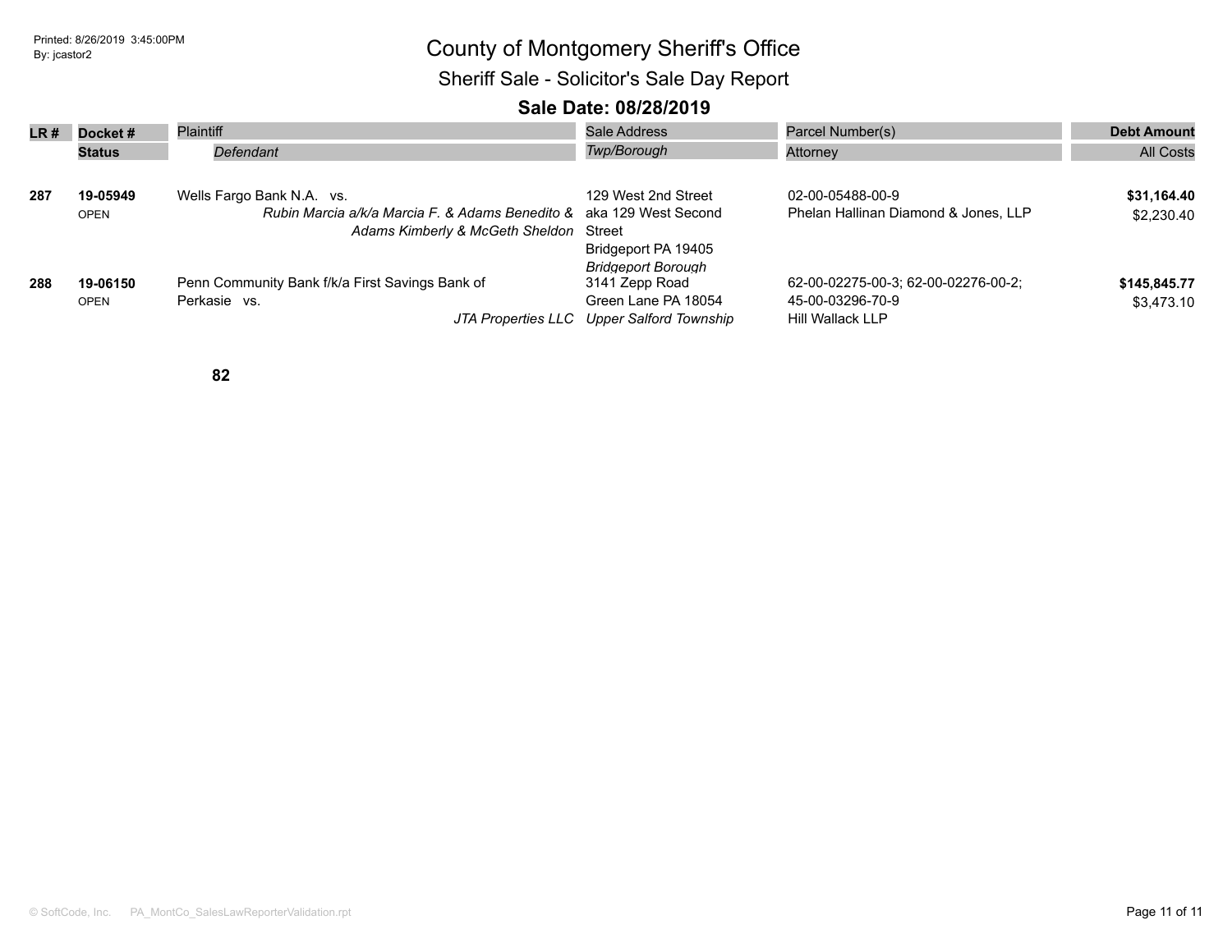# County of Montgomery Sheriff's Office

## Sheriff Sale - Solicitor's Sale Day Report

### Sale Date: 08/28/2019

| LR # | Docket # / Status | Plaintiff / Defendant | Sale Address / Twp/Borough | Parcel Number(s) / Attorney | Debt Amount / All Costs |
|---|---|---|---|---|---|
| **287** | **19-05949** OPEN | Wells Fargo Bank N.A. vs. *Rubin Marcia a/k/a Marcia F. & Adams Benedito & Adams Kimberly & McGeth Sheldon* | 129 West 2nd Street aka 129 West Second Street Bridgeport PA 19405 *Bridgeport Borough* | 02-00-05488-00-9 Phelan Hallinan Diamond & Jones, LLP | **$31,164.40** $2,230.40 |
| **288** | **19-06150** OPEN | Penn Community Bank f/k/a First Savings Bank of Perkasie vs. *JTA Properties LLC* | 3141 Zepp Road Green Lane PA 18054 *Upper Salford Township* | 62-00-02275-00-3; 62-00-02276-00-2; 45-00-03296-70-9 Hill Wallack LLP | **$145,845.77** $3,473.10 |

**82**